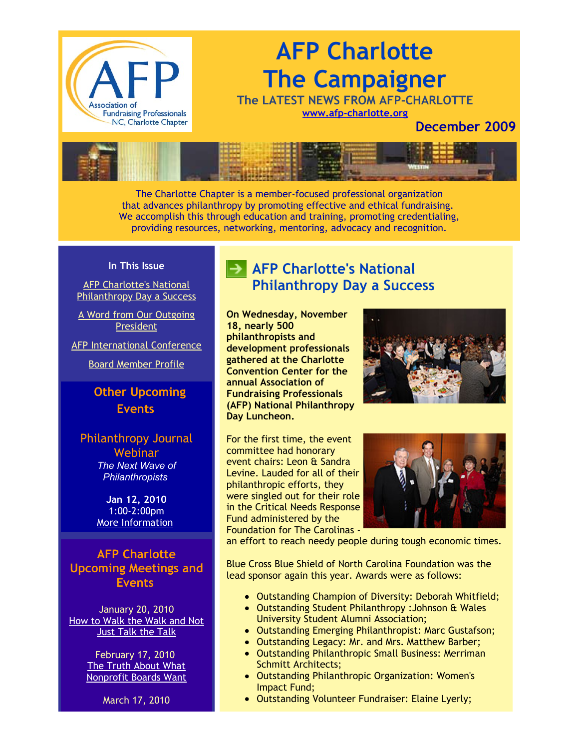# AFP Charlotte The Campaigner

**The LATEST NEWS FROM AFP-CHARLOTTE**

www.afp-charlotte.org

**December 2009**

The Charlotte Chapter is a member-focused professional organization that advances philanthropy by promoting effective and ethical fundraising. We accomplish this through education and training, promoting credentialing, providing resources, networking, mentoring, advocacy and recognition.

### In This Issue

- AFP Charlotte's National Philanthropy Day a Success
- A Word from Our Outgoing President
- AFP International Conference
- Board Member Profile

### Other Upcoming Events

**Philanthropy Journal Webinar**

*The Next Wave of Philanthropists*

**Jan 12, 2010**
1:00-2:00pm
More Information

### AFP Charlotte Upcoming Meetings and Events

January 20, 2010
How to Walk the Walk and Not Just Talk the Talk

February 17, 2010
The Truth About What Nonprofit Boards Want

March 17, 2010

## AFP Charlotte's National Philanthropy Day a Success

**On Wednesday, November 18, nearly 500 philanthropists and development professionals gathered at the Charlotte Convention Center for the annual Association of Fundraising Professionals (AFP) National Philanthropy Day Luncheon.**

For the first time, the event committee had honorary event chairs: Leon & Sandra Levine. Lauded for all of their philanthropic efforts, they were singled out for their role in the Critical Needs Response Fund administered by the Foundation for The Carolinas - an effort to reach needy people during tough economic times.

Blue Cross Blue Shield of North Carolina Foundation was the lead sponsor again this year. Awards were as follows:

- Outstanding Champion of Diversity: Deborah Whitfield;
- Outstanding Student Philanthropy :Johnson & Wales University Student Alumni Association;
- Outstanding Emerging Philanthropist: Marc Gustafson;
- Outstanding Legacy: Mr. and Mrs. Matthew Barber;
- Outstanding Philanthropic Small Business: Merriman Schmitt Architects;
- Outstanding Philanthropic Organization: Women's Impact Fund;
- Outstanding Volunteer Fundraiser: Elaine Lyerly;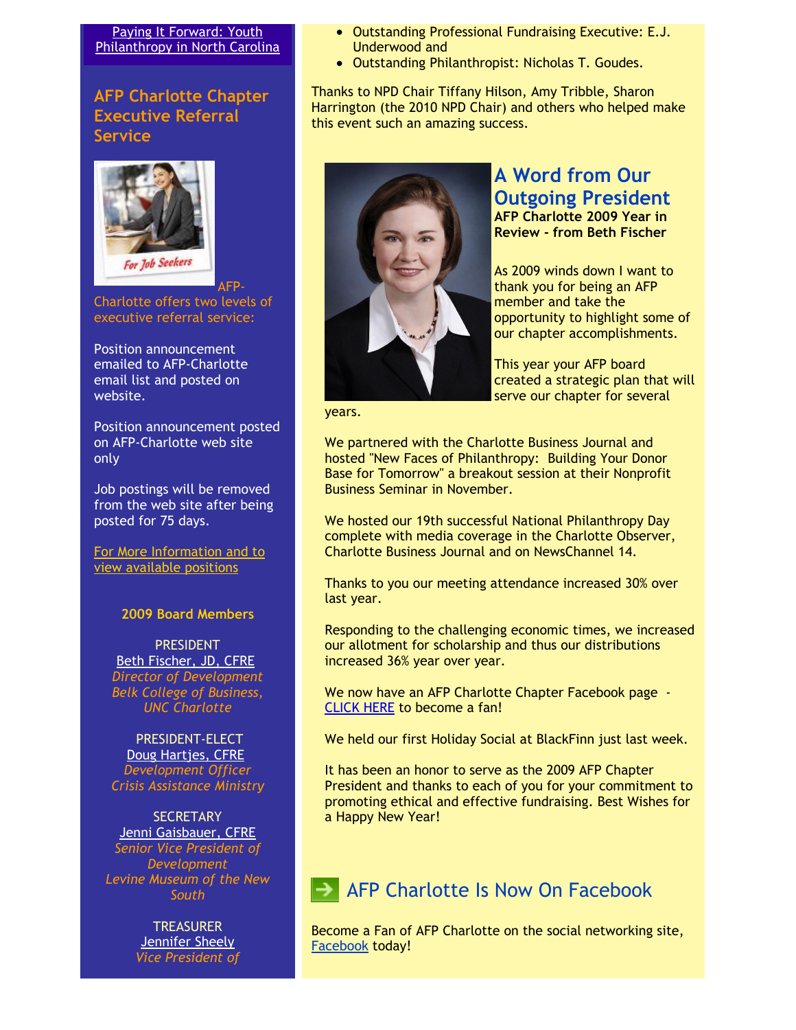Paying It Forward: Youth Philanthropy in North Carolina

## AFP Charlotte Chapter Executive Referral Service

AFP-Charlotte offers two levels of executive referral service:

Position announcement emailed to AFP-Charlotte email list and posted on website.

Position announcement posted on AFP-Charlotte web site only

Job postings will be removed from the web site after being posted for 75 days.

For More Information and to view available positions

**2009 Board Members**

PRESIDENT
Beth Fischer, JD, CFRE
*Director of Development*
*Belk College of Business, UNC Charlotte*

PRESIDENT-ELECT
Doug Hartjes, CFRE
*Development Officer*
*Crisis Assistance Ministry*

SECRETARY
Jenni Gaisbauer, CFRE
*Senior Vice President of Development*
*Levine Museum of the New South*

TREASURER
Jennifer Sheely
*Vice President of*

- Outstanding Professional Fundraising Executive: E.J. Underwood and
- Outstanding Philanthropist: Nicholas T. Goudes.

Thanks to NPD Chair Tiffany Hilson, Amy Tribble, Sharon Harrington (the 2010 NPD Chair) and others who helped make this event such an amazing success.

## A Word from Our Outgoing President

**AFP Charlotte 2009 Year in Review - from Beth Fischer**

As 2009 winds down I want to thank you for being an AFP member and take the opportunity to highlight some of our chapter accomplishments.

This year your AFP board created a strategic plan that will serve our chapter for several years.

We partnered with the Charlotte Business Journal and hosted "New Faces of Philanthropy: Building Your Donor Base for Tomorrow" a breakout session at their Nonprofit Business Seminar in November.

We hosted our 19th successful National Philanthropy Day complete with media coverage in the Charlotte Observer, Charlotte Business Journal and on NewsChannel 14.

Thanks to you our meeting attendance increased 30% over last year.

Responding to the challenging economic times, we increased our allotment for scholarship and thus our distributions increased 36% year over year.

We now have an AFP Charlotte Chapter Facebook page - CLICK HERE to become a fan!

We held our first Holiday Social at BlackFinn just last week.

It has been an honor to serve as the 2009 AFP Chapter President and thanks to each of you for your commitment to promoting ethical and effective fundraising. Best Wishes for a Happy New Year!

## AFP Charlotte Is Now On Facebook

Become a Fan of AFP Charlotte on the social networking site, Facebook today!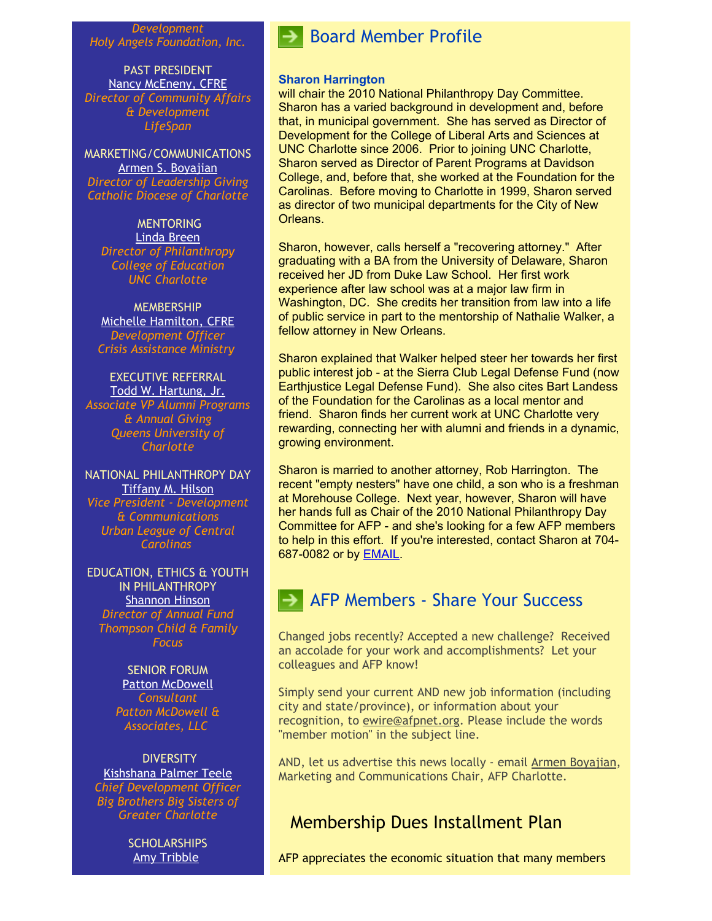*Development*
*Holy Angels Foundation, Inc.*

PAST PRESIDENT
Nancy McEneny, CFRE
*Director of Community Affairs & Development*
*LifeSpan*

MARKETING/COMMUNICATIONS
Armen S. Boyajian
*Director of Leadership Giving*
*Catholic Diocese of Charlotte*

MENTORING
Linda Breen
*Director of Philanthropy*
*College of Education*
*UNC Charlotte*

MEMBERSHIP
Michelle Hamilton, CFRE
*Development Officer*
*Crisis Assistance Ministry*

EXECUTIVE REFERRAL
Todd W. Hartung, Jr.
*Associate VP Alumni Programs & Annual Giving*
*Queens University of Charlotte*

NATIONAL PHILANTHROPY DAY
Tiffany M. Hilson
*Vice President - Development & Communications*
*Urban League of Central Carolinas*

EDUCATION, ETHICS & YOUTH IN PHILANTHROPY
Shannon Hinson
*Director of Annual Fund*
*Thompson Child & Family Focus*

SENIOR FORUM
Patton McDowell
*Consultant*
*Patton McDowell & Associates, LLC*

DIVERSITY
Kishshana Palmer Teele
*Chief Development Officer*
*Big Brothers Big Sisters of Greater Charlotte*

SCHOLARSHIPS
Amy Tribble

## Board Member Profile

**Sharon Harrington**
will chair the 2010 National Philanthropy Day Committee. Sharon has a varied background in development and, before that, in municipal government. She has served as Director of Development for the College of Liberal Arts and Sciences at UNC Charlotte since 2006. Prior to joining UNC Charlotte, Sharon served as Director of Parent Programs at Davidson College, and, before that, she worked at the Foundation for the Carolinas. Before moving to Charlotte in 1999, Sharon served as director of two municipal departments for the City of New Orleans.

Sharon, however, calls herself a "recovering attorney." After graduating with a BA from the University of Delaware, Sharon received her JD from Duke Law School. Her first work experience after law school was at a major law firm in Washington, DC. She credits her transition from law into a life of public service in part to the mentorship of Nathalie Walker, a fellow attorney in New Orleans.

Sharon explained that Walker helped steer her towards her first public interest job - at the Sierra Club Legal Defense Fund (now Earthjustice Legal Defense Fund). She also cites Bart Landess of the Foundation for the Carolinas as a local mentor and friend. Sharon finds her current work at UNC Charlotte very rewarding, connecting her with alumni and friends in a dynamic, growing environment.

Sharon is married to another attorney, Rob Harrington. The recent "empty nesters" have one child, a son who is a freshman at Morehouse College. Next year, however, Sharon will have her hands full as Chair of the 2010 National Philanthropy Day Committee for AFP - and she's looking for a few AFP members to help in this effort. If you're interested, contact Sharon at 704-687-0082 or by EMAIL.

## AFP Members - Share Your Success

Changed jobs recently? Accepted a new challenge? Received an accolade for your work and accomplishments? Let your colleagues and AFP know!

Simply send your current AND new job information (including city and state/province), or information about your recognition, to ewire@afpnet.org. Please include the words "member motion" in the subject line.

AND, let us advertise this news locally - email Armen Boyajian, Marketing and Communications Chair, AFP Charlotte.

## Membership Dues Installment Plan

AFP appreciates the economic situation that many members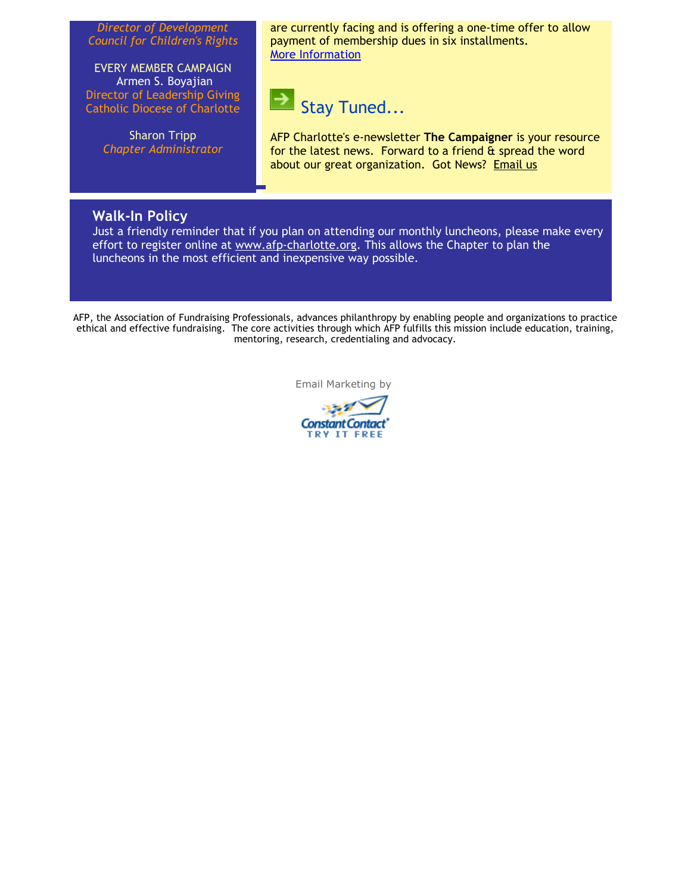*Director of Development*
*Council for Children's Rights*

EVERY MEMBER CAMPAIGN
Armen S. Boyajian
Director of Leadership Giving
Catholic Diocese of Charlotte

Sharon Tripp
*Chapter Administrator*

are currently facing and is offering a one-time offer to allow payment of membership dues in six installments.
More Information

## Stay Tuned...

AFP Charlotte's e-newsletter **The Campaigner** is your resource for the latest news. Forward to a friend & spread the word about our great organization. Got News? Email us

## Walk-In Policy

Just a friendly reminder that if you plan on attending our monthly luncheons, please make every effort to register online at www.afp-charlotte.org. This allows the Chapter to plan the luncheons in the most efficient and inexpensive way possible.

AFP, the Association of Fundraising Professionals, advances philanthropy by enabling people and organizations to practice ethical and effective fundraising. The core activities through which AFP fulfills this mission include education, training, mentoring, research, credentialing and advocacy.

Email Marketing by

Constant Contact
TRY IT FREE